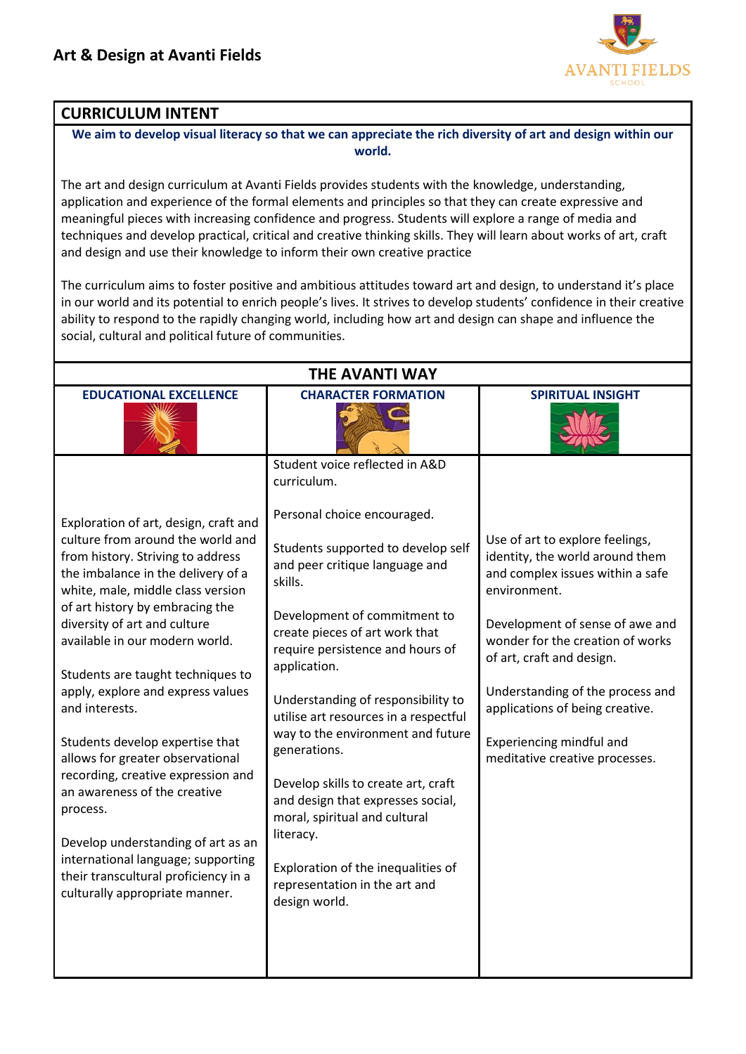# Art & Design at Avanti Fields

## CURRICULUM INTENT

**We aim to develop visual literacy so that we can appreciate the rich diversity of art and design within our world.**

The art and design curriculum at Avanti Fields provides students with the knowledge, understanding, application and experience of the formal elements and principles so that they can create expressive and meaningful pieces with increasing confidence and progress. Students will explore a range of media and techniques and develop practical, critical and creative thinking skills. They will learn about works of art, craft and design and use their knowledge to inform their own creative practice

The curriculum aims to foster positive and ambitious attitudes toward art and design, to understand it's place in our world and its potential to enrich people's lives. It strives to develop students' confidence in their creative ability to respond to the rapidly changing world, including how art and design can shape and influence the social, cultural and political future of communities.

## THE AVANTI WAY

| EDUCATIONAL EXCELLENCE | CHARACTER FORMATION | SPIRITUAL INSIGHT |
|---|---|---|
| Exploration of art, design, craft and culture from around the world and from history. Striving to address the imbalance in the delivery of a white, male, middle class version of art history by embracing the diversity of art and culture available in our modern world.<br><br>Students are taught techniques to apply, explore and express values and interests.<br><br>Students develop expertise that allows for greater observational recording, creative expression and an awareness of the creative process.<br><br>Develop understanding of art as an international language; supporting their transcultural proficiency in a culturally appropriate manner. | Student voice reflected in A&D curriculum.<br><br>Personal choice encouraged.<br><br>Students supported to develop self and peer critique language and skills.<br><br>Development of commitment to create pieces of art work that require persistence and hours of application.<br><br>Understanding of responsibility to utilise art resources in a respectful way to the environment and future generations.<br><br>Develop skills to create art, craft and design that expresses social, moral, spiritual and cultural literacy.<br><br>Exploration of the inequalities of representation in the art and design world. | Use of art to explore feelings, identity, the world around them and complex issues within a safe environment.<br><br>Development of sense of awe and wonder for the creation of works of art, craft and design.<br><br>Understanding of the process and applications of being creative.<br><br>Experiencing mindful and meditative creative processes. |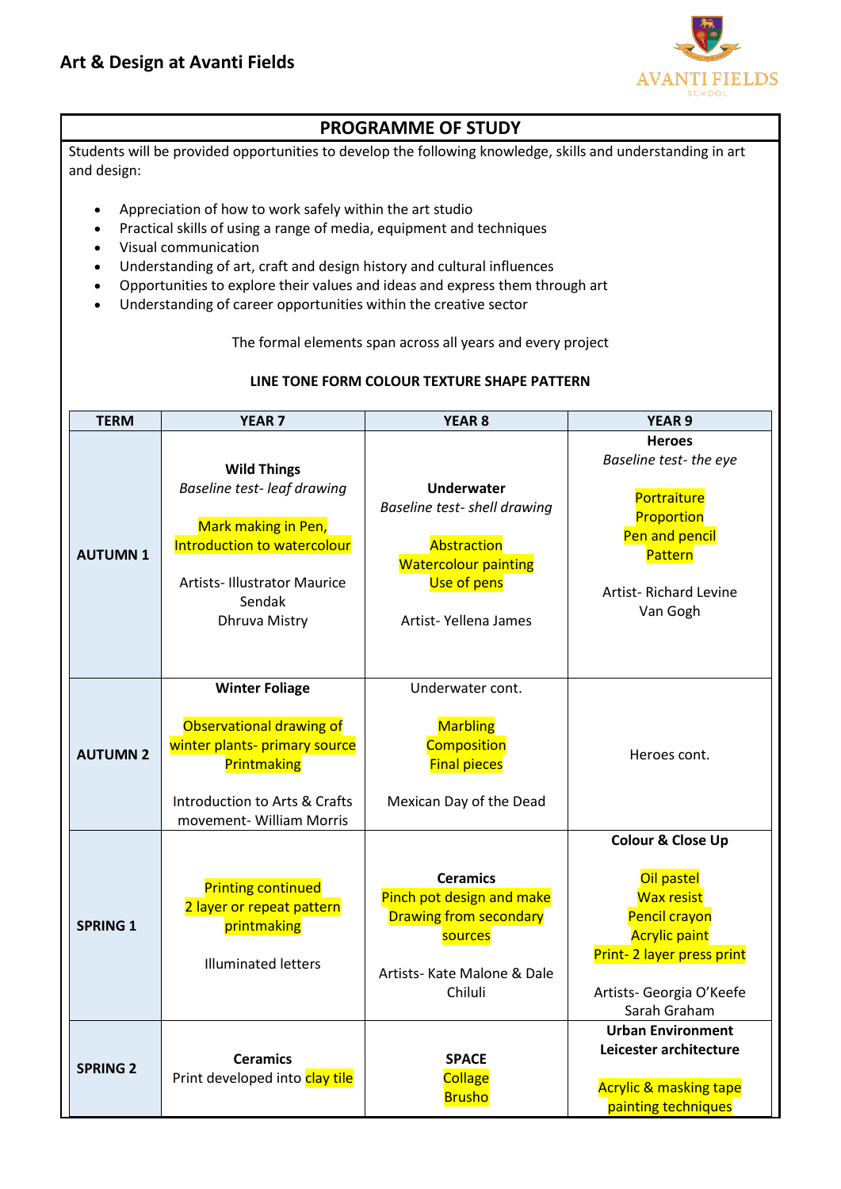## Art & Design at Avanti Fields

### PROGRAMME OF STUDY

Students will be provided opportunities to develop the following knowledge, skills and understanding in art and design:

- Appreciation of how to work safely within the art studio
- Practical skills of using a range of media, equipment and techniques
- Visual communication
- Understanding of art, craft and design history and cultural influences
- Opportunities to explore their values and ideas and express them through art
- Understanding of career opportunities within the creative sector

The formal elements span across all years and every project

**LINE TONE FORM COLOUR TEXTURE SHAPE PATTERN**

| TERM | YEAR 7 | YEAR 8 | YEAR 9 |
|---|---|---|---|
| **AUTUMN 1** | **Wild Things**<br>*Baseline test- leaf drawing*<br><br>Mark making in Pen, Introduction to watercolour<br><br>Artists- Illustrator Maurice Sendak<br>Dhruva Mistry | **Underwater**<br>*Baseline test- shell drawing*<br><br>Abstraction<br>Watercolour painting<br>Use of pens<br><br>Artist- Yellena James | **Heroes**<br>*Baseline test- the eye*<br><br>Portraiture<br>Proportion<br>Pen and pencil<br>Pattern<br><br>Artist- Richard Levine<br>Van Gogh |
| **AUTUMN 2** | **Winter Foliage**<br><br>Observational drawing of winter plants- primary source<br>Printmaking<br><br>Introduction to Arts & Crafts movement- William Morris | Underwater cont.<br><br>Marbling<br>Composition<br>Final pieces<br><br>Mexican Day of the Dead | Heroes cont. |
| **SPRING 1** | Printing continued<br>2 layer or repeat pattern printmaking<br><br>Illuminated letters | **Ceramics**<br>Pinch pot design and make<br>Drawing from secondary sources<br><br>Artists- Kate Malone & Dale Chiluli | **Colour & Close Up**<br><br>Oil pastel<br>Wax resist<br>Pencil crayon<br>Acrylic paint<br>Print- 2 layer press print<br><br>Artists- Georgia O'Keefe<br>Sarah Graham |
| **SPRING 2** | **Ceramics**<br>Print developed into clay tile | **SPACE**<br>Collage<br>Brusho | **Urban Environment**<br>**Leicester architecture**<br><br>Acrylic & masking tape painting techniques |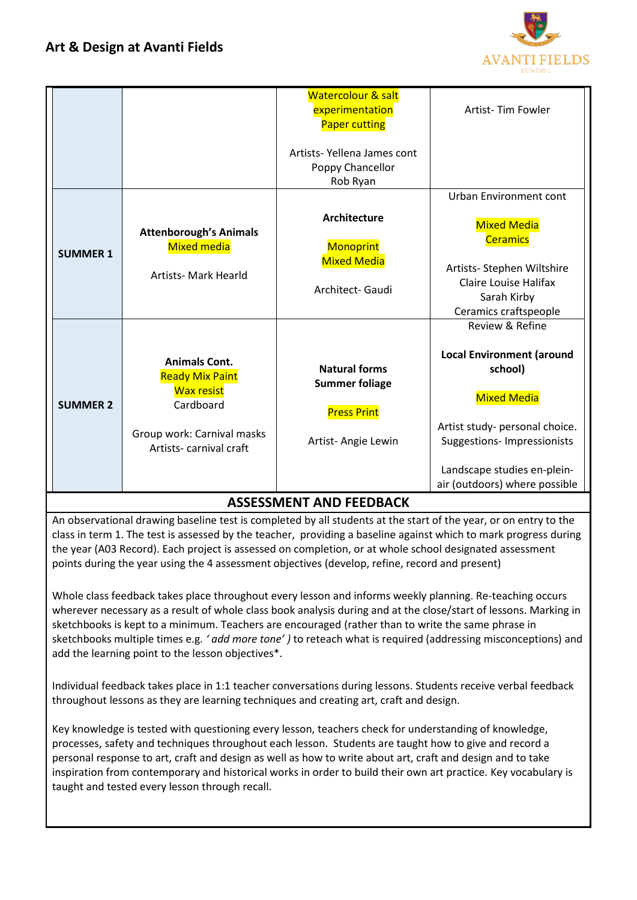## Art & Design at Avanti Fields

| | | | |
|---|---|---|---|
| | | Watercolour & salt experimentation<br>Paper cutting<br><br>Artists- Yellena James cont<br>Poppy Chancellor<br>Rob Ryan | Artist- Tim Fowler |
| **SUMMER 1** | **Attenborough's Animals**<br>Mixed media<br><br>Artists- Mark Hearld | **Architecture**<br><br>Monoprint<br>Mixed Media<br><br>Architect- Gaudi | Urban Environment cont<br><br>Mixed Media<br>Ceramics<br><br>Artists- Stephen Wiltshire<br>Claire Louise Halifax<br>Sarah Kirby<br>Ceramics craftspeople |
| **SUMMER 2** | **Animals Cont.**<br>Ready Mix Paint<br>Wax resist<br>Cardboard<br><br>Group work: Carnival masks<br>Artists- carnival craft | **Natural forms**<br>**Summer foliage**<br><br>Press Print<br><br>Artist- Angie Lewin | Review & Refine<br><br>**Local Environment (around school)**<br><br>Mixed Media<br><br>Artist study- personal choice. Suggestions- Impressionists<br><br>Landscape studies en-plein-air (outdoors) where possible |

### ASSESSMENT AND FEEDBACK

An observational drawing baseline test is completed by all students at the start of the year, or on entry to the class in term 1. The test is assessed by the teacher, providing a baseline against which to mark progress during the year (A03 Record). Each project is assessed on completion, or at whole school designated assessment points during the year using the 4 assessment objectives (develop, refine, record and present)

Whole class feedback takes place throughout every lesson and informs weekly planning. Re-teaching occurs wherever necessary as a result of whole class book analysis during and at the close/start of lessons. Marking in sketchbooks is kept to a minimum. Teachers are encouraged (rather than to write the same phrase in sketchbooks multiple times e.g. *' add more tone' )* to reteach what is required (addressing misconceptions) and add the learning point to the lesson objectives*.

Individual feedback takes place in 1:1 teacher conversations during lessons. Students receive verbal feedback throughout lessons as they are learning techniques and creating art, craft and design.

Key knowledge is tested with questioning every lesson, teachers check for understanding of knowledge, processes, safety and techniques throughout each lesson. Students are taught how to give and record a personal response to art, craft and design as well as how to write about art, craft and design and to take inspiration from contemporary and historical works in order to build their own art practice. Key vocabulary is taught and tested every lesson through recall.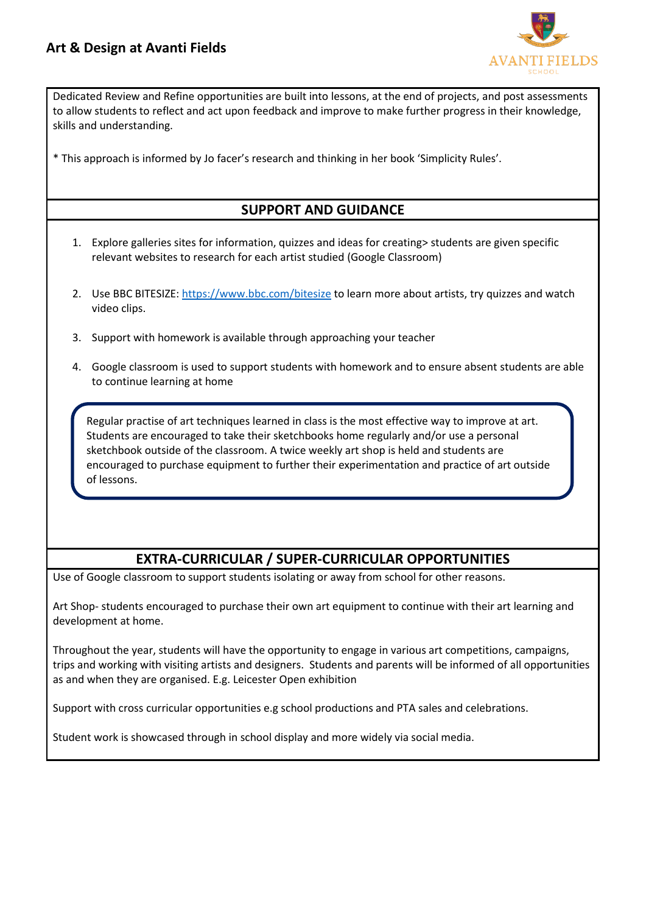Dedicated Review and Refine opportunities are built into lessons, at the end of projects, and post assessments to allow students to reflect and act upon feedback and improve to make further progress in their knowledge, skills and understanding.

* This approach is informed by Jo facer's research and thinking in her book 'Simplicity Rules'.

## SUPPORT AND GUIDANCE

1. Explore galleries sites for information, quizzes and ideas for creating> students are given specific relevant websites to research for each artist studied (Google Classroom)
2. Use BBC BITESIZE: https://www.bbc.com/bitesize to learn more about artists, try quizzes and watch video clips.
3. Support with homework is available through approaching your teacher
4. Google classroom is used to support students with homework and to ensure absent students are able to continue learning at home

Regular practise of art techniques learned in class is the most effective way to improve at art. Students are encouraged to take their sketchbooks home regularly and/or use a personal sketchbook outside of the classroom. A twice weekly art shop is held and students are encouraged to purchase equipment to further their experimentation and practice of art outside of lessons.

## EXTRA-CURRICULAR / SUPER-CURRICULAR OPPORTUNITIES

Use of Google classroom to support students isolating or away from school for other reasons.

Art Shop- students encouraged to purchase their own art equipment to continue with their art learning and development at home.

Throughout the year, students will have the opportunity to engage in various art competitions, campaigns, trips and working with visiting artists and designers. Students and parents will be informed of all opportunities as and when they are organised. E.g. Leicester Open exhibition

Support with cross curricular opportunities e.g school productions and PTA sales and celebrations.

Student work is showcased through in school display and more widely via social media.